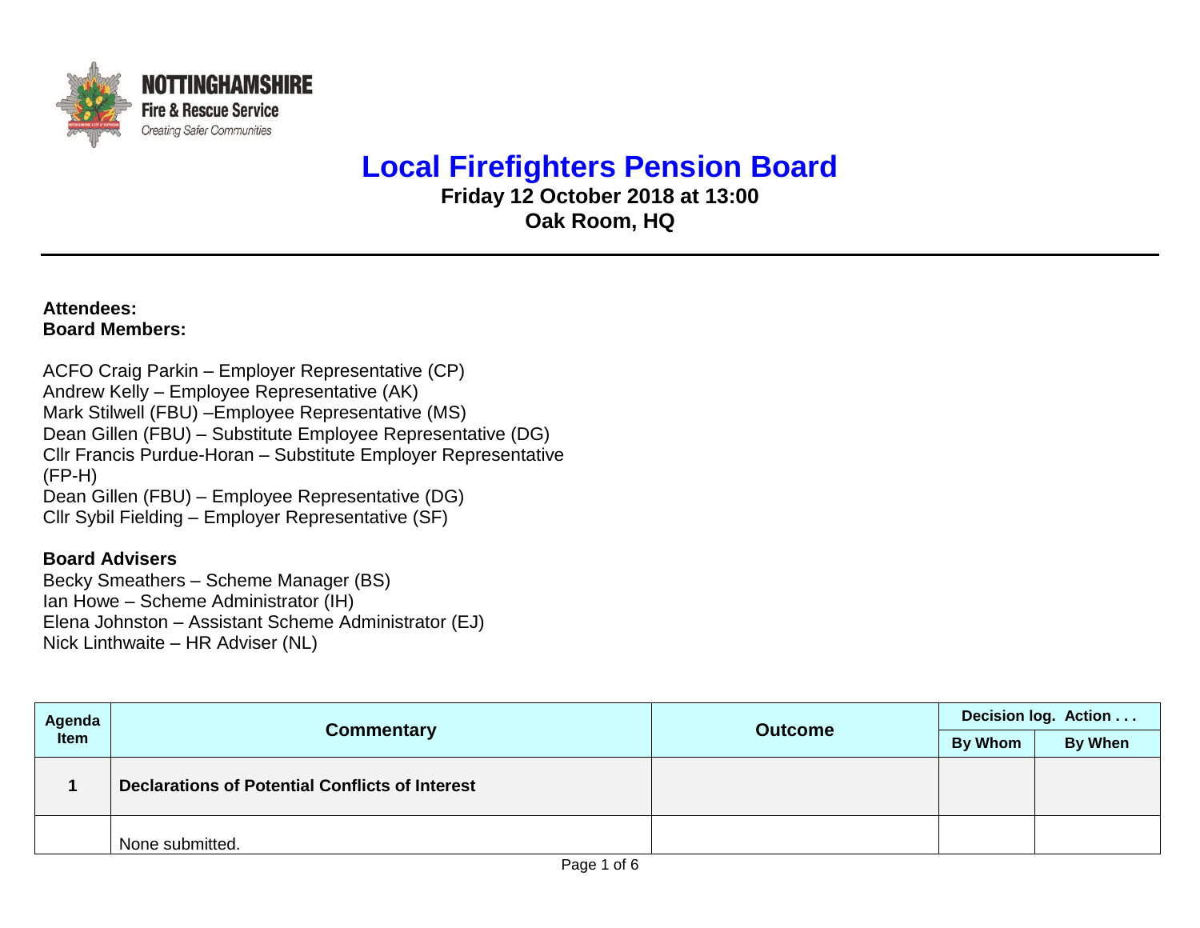**NOTTINGHAMSHIRE**
**Fire & Rescue Service**
*Creating Safer Communities*

# Local Firefighters Pension Board

**Friday 12 October 2018 at 13:00**
**Oak Room, HQ**

---

**Attendees:**
**Board Members:**

ACFO Craig Parkin – Employer Representative (CP)
Andrew Kelly – Employee Representative (AK)
Mark Stilwell (FBU) –Employee Representative (MS)
Dean Gillen (FBU) – Substitute Employee Representative (DG)
Cllr Francis Purdue-Horan – Substitute Employer Representative (FP-H)
Dean Gillen (FBU) – Employee Representative (DG)
Cllr Sybil Fielding – Employer Representative (SF)

**Board Advisers**
Becky Smeathers – Scheme Manager (BS)
Ian Howe – Scheme Administrator (IH)
Elena Johnston – Assistant Scheme Administrator (EJ)
Nick Linthwaite – HR Adviser (NL)

| Agenda Item | Commentary | Outcome | Decision log. Action . . . | |
|---|---|---|---|---|
| | | | By Whom | By When |
| **1** | **Declarations of Potential Conflicts of Interest** | | | |
| | None submitted. | | | |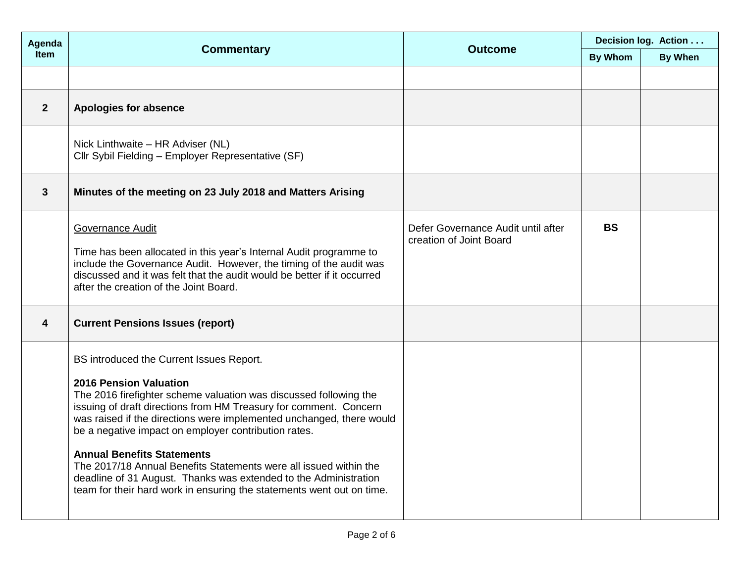| Agenda Item | Commentary | Outcome | Decision log. Action . . . | |
|---|---|---|---|---|
| | | | By Whom | By When |
| | | | | |
| **2** | **Apologies for absence** | | | |
| | Nick Linthwaite – HR Adviser (NL)<br>Cllr Sybil Fielding – Employer Representative (SF) | | | |
| **3** | **Minutes of the meeting on 23 July 2018 and Matters Arising** | | | |
| | <u>Governance Audit</u><br><br>Time has been allocated in this year's Internal Audit programme to include the Governance Audit. However, the timing of the audit was discussed and it was felt that the audit would be better if it occurred after the creation of the Joint Board. | Defer Governance Audit until after creation of Joint Board | **BS** | |
| **4** | **Current Pensions Issues (report)** | | | |
| | BS introduced the Current Issues Report.<br><br>**2016 Pension Valuation**<br>The 2016 firefighter scheme valuation was discussed following the issuing of draft directions from HM Treasury for comment. Concern was raised if the directions were implemented unchanged, there would be a negative impact on employer contribution rates.<br><br>**Annual Benefits Statements**<br>The 2017/18 Annual Benefits Statements were all issued within the deadline of 31 August. Thanks was extended to the Administration team for their hard work in ensuring the statements went out on time. | | | |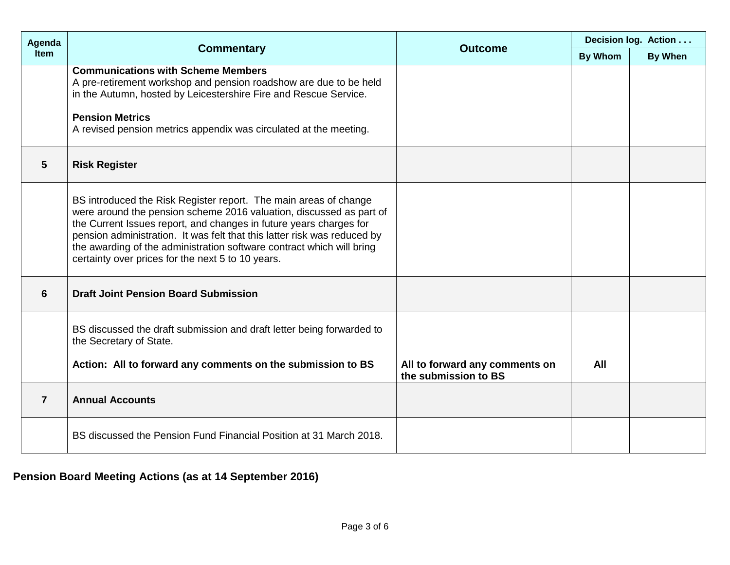| Agenda Item | Commentary | Outcome | Decision log. Action . . . | |
|---|---|---|---|---|
| | | | By Whom | By When |
| | **Communications with Scheme Members**<br>A pre-retirement workshop and pension roadshow are due to be held in the Autumn, hosted by Leicestershire Fire and Rescue Service.<br><br>**Pension Metrics**<br>A revised pension metrics appendix was circulated at the meeting. | | | |
| **5** | **Risk Register** | | | |
| | BS introduced the Risk Register report. The main areas of change were around the pension scheme 2016 valuation, discussed as part of the Current Issues report, and changes in future years charges for pension administration. It was felt that this latter risk was reduced by the awarding of the administration software contract which will bring certainty over prices for the next 5 to 10 years. | | | |
| **6** | **Draft Joint Pension Board Submission** | | | |
| | BS discussed the draft submission and draft letter being forwarded to the Secretary of State.<br><br>**Action: All to forward any comments on the submission to BS** | **All to forward any comments on the submission to BS** | **All** | |
| **7** | **Annual Accounts** | | | |
| | BS discussed the Pension Fund Financial Position at 31 March 2018. | | | |

**Pension Board Meeting Actions (as at 14 September 2016)**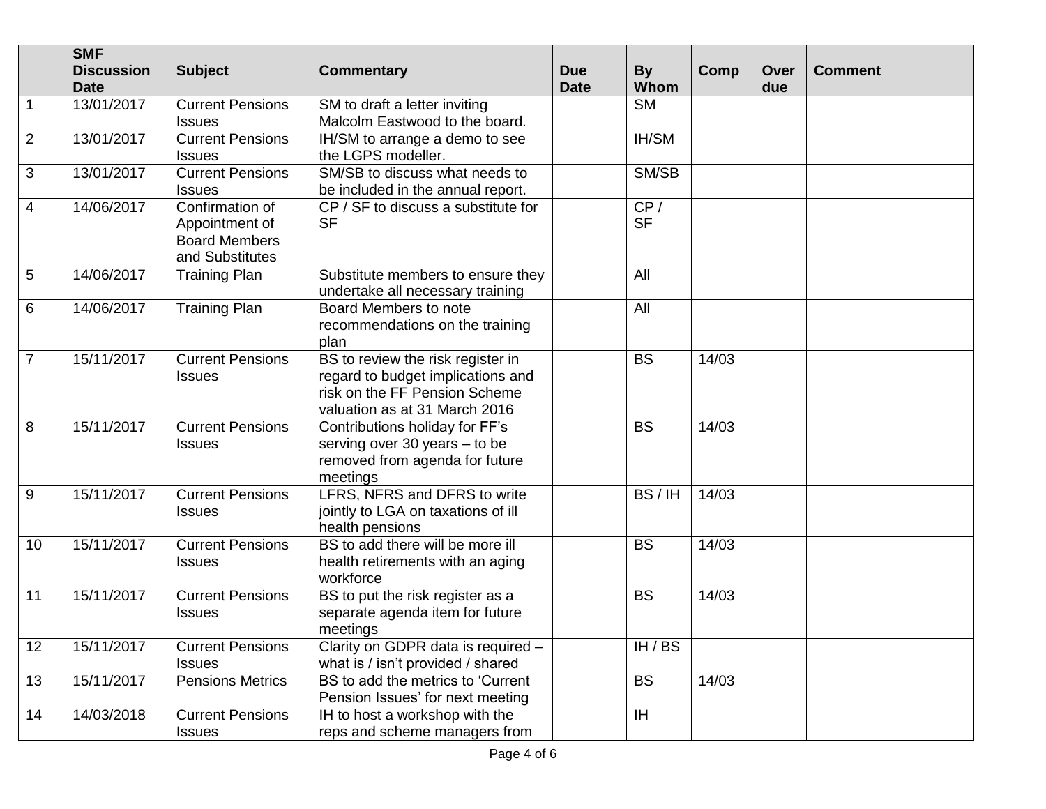| | SMF Discussion Date | Subject | Commentary | Due Date | By Whom | Comp | Over due | Comment |
|---|---|---|---|---|---|---|---|---|
| 1 | 13/01/2017 | Current Pensions Issues | SM to draft a letter inviting Malcolm Eastwood to the board. | | SM | | | |
| 2 | 13/01/2017 | Current Pensions Issues | IH/SM to arrange a demo to see the LGPS modeller. | | IH/SM | | | |
| 3 | 13/01/2017 | Current Pensions Issues | SM/SB to discuss what needs to be included in the annual report. | | SM/SB | | | |
| 4 | 14/06/2017 | Confirmation of Appointment of Board Members and Substitutes | CP / SF to discuss a substitute for SF | | CP / SF | | | |
| 5 | 14/06/2017 | Training Plan | Substitute members to ensure they undertake all necessary training | | All | | | |
| 6 | 14/06/2017 | Training Plan | Board Members to note recommendations on the training plan | | All | | | |
| 7 | 15/11/2017 | Current Pensions Issues | BS to review the risk register in regard to budget implications and risk on the FF Pension Scheme valuation as at 31 March 2016 | | BS | 14/03 | | |
| 8 | 15/11/2017 | Current Pensions Issues | Contributions holiday for FF's serving over 30 years – to be removed from agenda for future meetings | | BS | 14/03 | | |
| 9 | 15/11/2017 | Current Pensions Issues | LFRS, NFRS and DFRS to write jointly to LGA on taxations of ill health pensions | | BS / IH | 14/03 | | |
| 10 | 15/11/2017 | Current Pensions Issues | BS to add there will be more ill health retirements with an aging workforce | | BS | 14/03 | | |
| 11 | 15/11/2017 | Current Pensions Issues | BS to put the risk register as a separate agenda item for future meetings | | BS | 14/03 | | |
| 12 | 15/11/2017 | Current Pensions Issues | Clarity on GDPR data is required – what is / isn't provided / shared | | IH / BS | | | |
| 13 | 15/11/2017 | Pensions Metrics | BS to add the metrics to 'Current Pension Issues' for next meeting | | BS | 14/03 | | |
| 14 | 14/03/2018 | Current Pensions Issues | IH to host a workshop with the reps and scheme managers from | | IH | | | |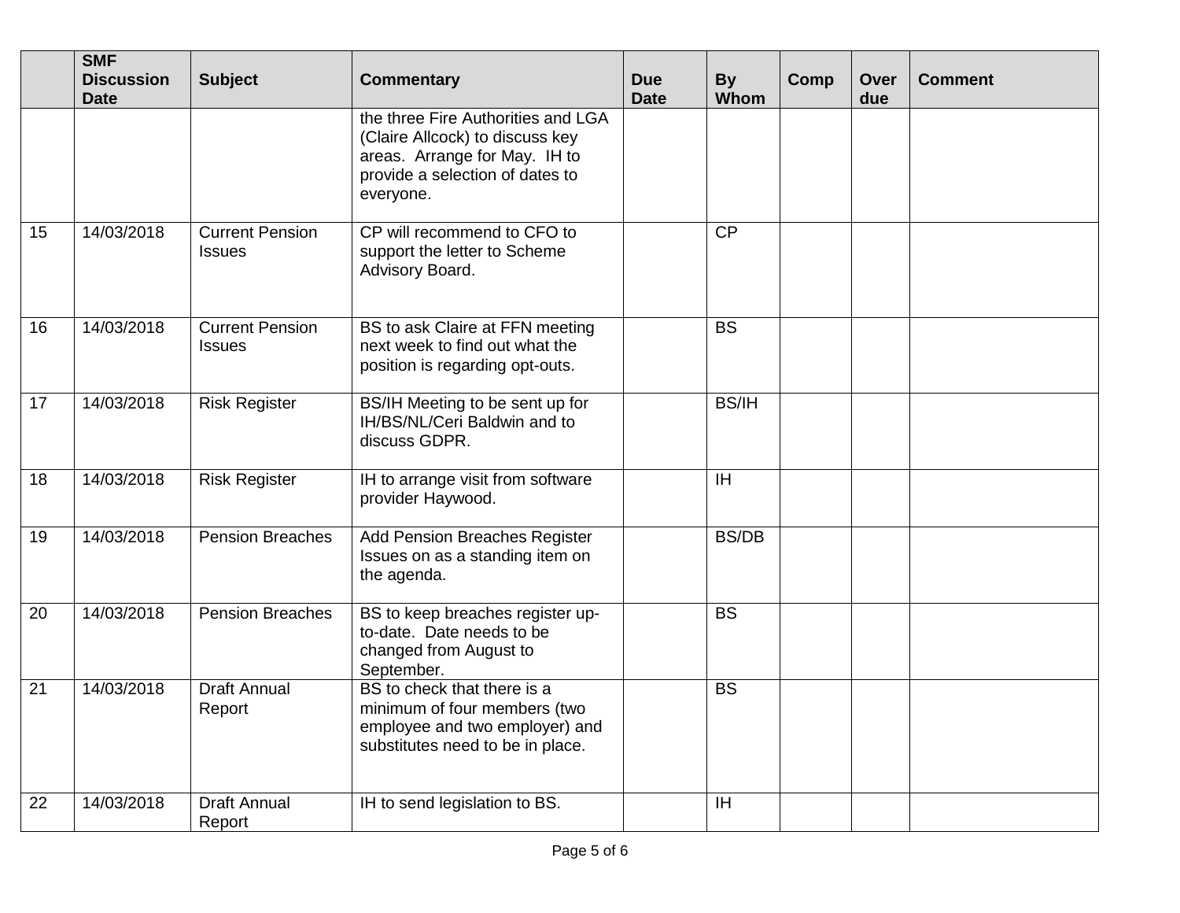| | SMF Discussion Date | Subject | Commentary | Due Date | By Whom | Comp | Over due | Comment |
|---|---|---|---|---|---|---|---|---|
| | | | the three Fire Authorities and LGA (Claire Allcock) to discuss key areas. Arrange for May. IH to provide a selection of dates to everyone. | | | | | |
| 15 | 14/03/2018 | Current Pension Issues | CP will recommend to CFO to support the letter to Scheme Advisory Board. | | CP | | | |
| 16 | 14/03/2018 | Current Pension Issues | BS to ask Claire at FFN meeting next week to find out what the position is regarding opt-outs. | | BS | | | |
| 17 | 14/03/2018 | Risk Register | BS/IH Meeting to be sent up for IH/BS/NL/Ceri Baldwin and to discuss GDPR. | | BS/IH | | | |
| 18 | 14/03/2018 | Risk Register | IH to arrange visit from software provider Haywood. | | IH | | | |
| 19 | 14/03/2018 | Pension Breaches | Add Pension Breaches Register Issues on as a standing item on the agenda. | | BS/DB | | | |
| 20 | 14/03/2018 | Pension Breaches | BS to keep breaches register up-to-date. Date needs to be changed from August to September. | | BS | | | |
| 21 | 14/03/2018 | Draft Annual Report | BS to check that there is a minimum of four members (two employee and two employer) and substitutes need to be in place. | | BS | | | |
| 22 | 14/03/2018 | Draft Annual Report | IH to send legislation to BS. | | IH | | | |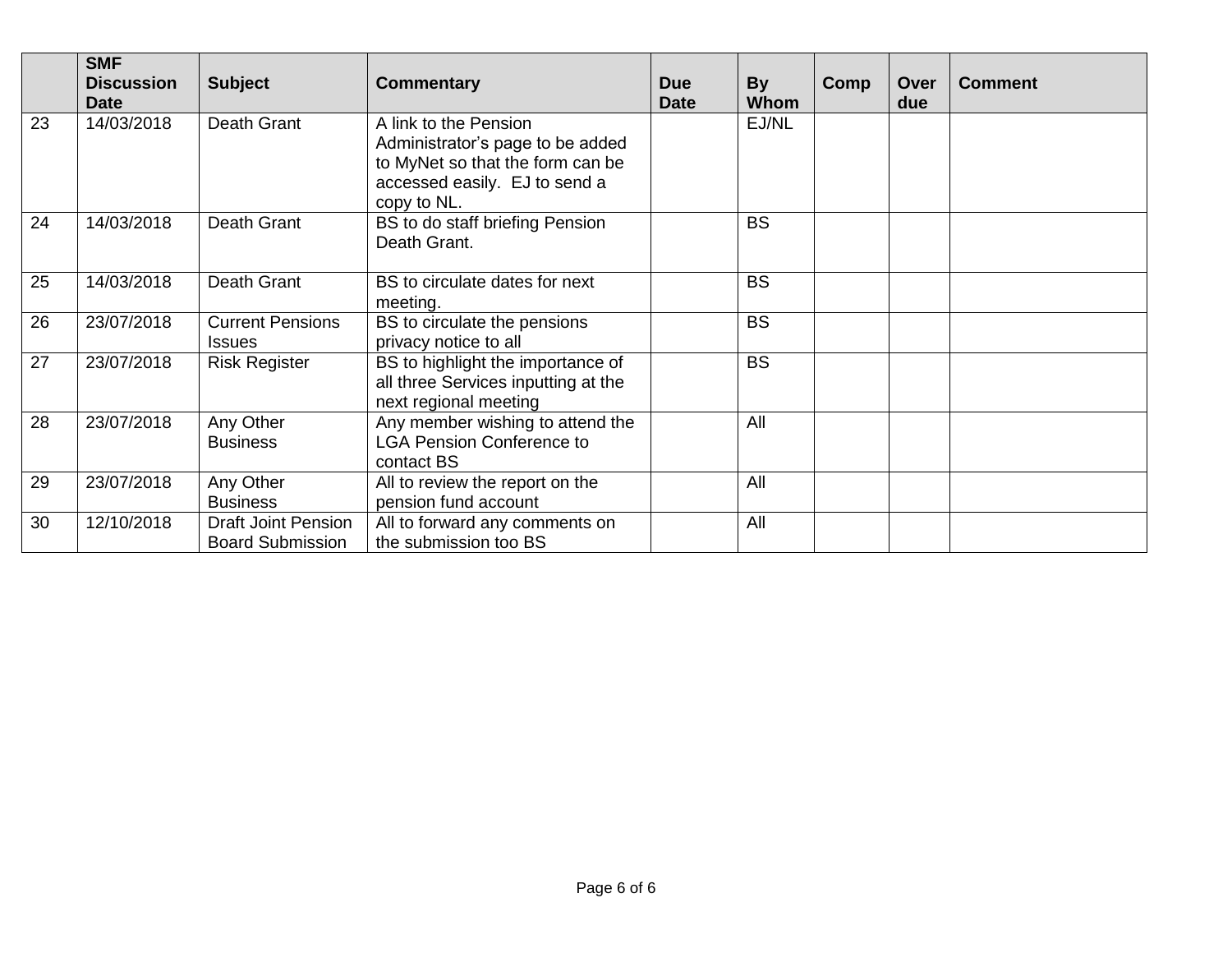| | SMF Discussion Date | Subject | Commentary | Due Date | By Whom | Comp | Over due | Comment |
|---|---|---|---|---|---|---|---|---|
| 23 | 14/03/2018 | Death Grant | A link to the Pension Administrator's page to be added to MyNet so that the form can be accessed easily. EJ to send a copy to NL. | | EJ/NL | | | |
| 24 | 14/03/2018 | Death Grant | BS to do staff briefing Pension Death Grant. | | BS | | | |
| 25 | 14/03/2018 | Death Grant | BS to circulate dates for next meeting. | | BS | | | |
| 26 | 23/07/2018 | Current Pensions Issues | BS to circulate the pensions privacy notice to all | | BS | | | |
| 27 | 23/07/2018 | Risk Register | BS to highlight the importance of all three Services inputting at the next regional meeting | | BS | | | |
| 28 | 23/07/2018 | Any Other Business | Any member wishing to attend the LGA Pension Conference to contact BS | | All | | | |
| 29 | 23/07/2018 | Any Other Business | All to review the report on the pension fund account | | All | | | |
| 30 | 12/10/2018 | Draft Joint Pension Board Submission | All to forward any comments on the submission too BS | | All | | | |